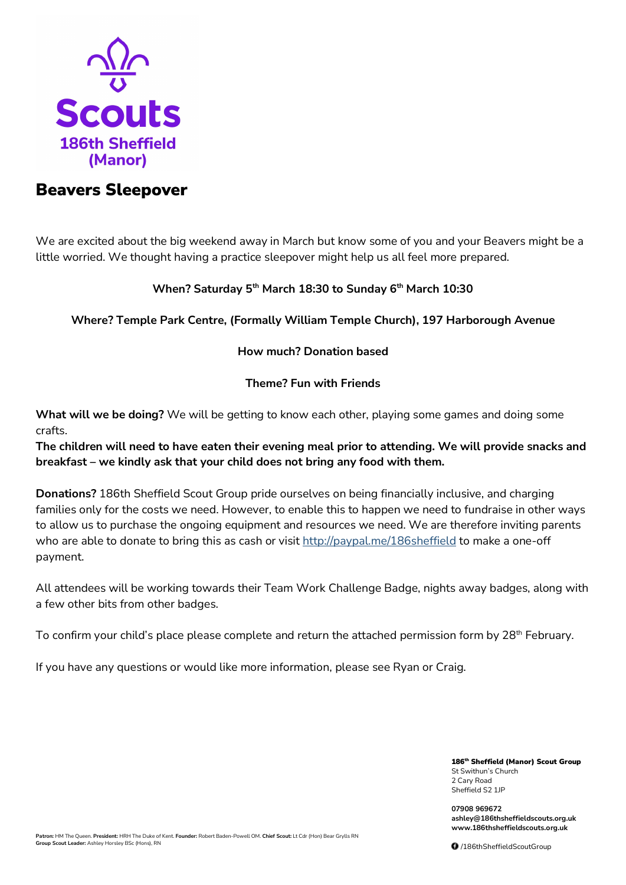Scouts
186th Sheffield
(Manor)

# Beavers Sleepover

We are excited about the big weekend away in March but know some of you and your Beavers might be a little worried. We thought having a practice sleepover might help us all feel more prepared.

**When? Saturday 5th March 18:30 to Sunday 6th March 10:30**

**Where? Temple Park Centre, (Formally William Temple Church), 197 Harborough Avenue**

**How much? Donation based**

**Theme? Fun with Friends**

**What will we be doing?** We will be getting to know each other, playing some games and doing some crafts.

**The children will need to have eaten their evening meal prior to attending. We will provide snacks and breakfast – we kindly ask that your child does not bring any food with them.**

**Donations?** 186th Sheffield Scout Group pride ourselves on being financially inclusive, and charging families only for the costs we need. However, to enable this to happen we need to fundraise in other ways to allow us to purchase the ongoing equipment and resources we need. We are therefore inviting parents who are able to donate to bring this as cash or visit http://paypal.me/186sheffield to make a one-off payment.

All attendees will be working towards their Team Work Challenge Badge, nights away badges, along with a few other bits from other badges.

To confirm your child's place please complete and return the attached permission form by 28th February.

If you have any questions or would like more information, please see Ryan or Craig.

**186th Sheffield (Manor) Scout Group**
St Swithun's Church
2 Cary Road
Sheffield S2 1JP

**07908 969672**
**ashley@186thsheffieldscouts.org.uk**
**www.186thsheffieldscouts.org.uk**

/186thSheffieldScoutGroup

**Patron:** HM The Queen. **President:** HRH The Duke of Kent. **Founder:** Robert Baden-Powell OM. **Chief Scout:** Lt Cdr (Hon) Bear Grylls RN
**Group Scout Leader:** Ashley Horsley BSc (Hons), RN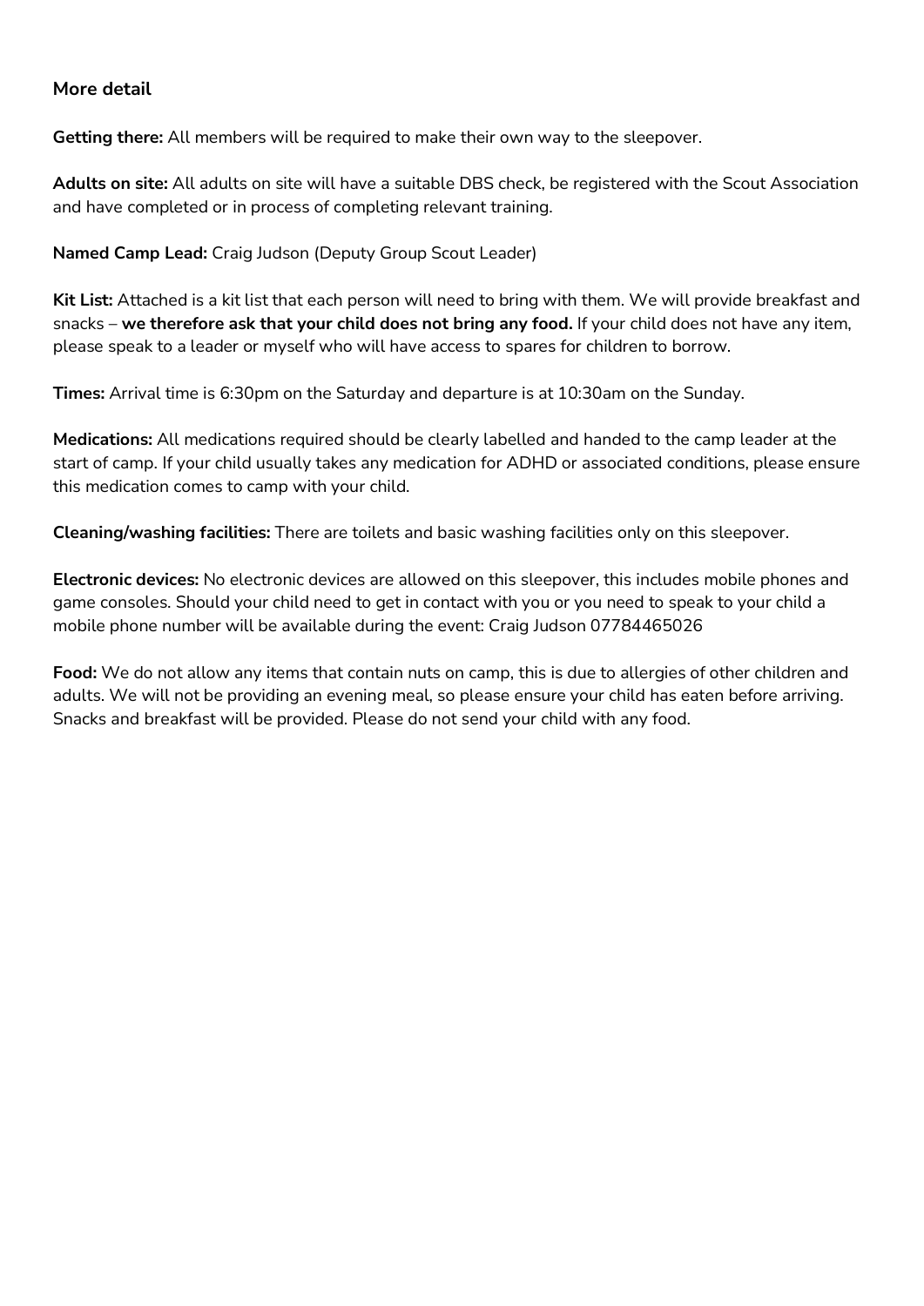### More detail

**Getting there:** All members will be required to make their own way to the sleepover.

**Adults on site:** All adults on site will have a suitable DBS check, be registered with the Scout Association and have completed or in process of completing relevant training.

**Named Camp Lead:** Craig Judson (Deputy Group Scout Leader)

**Kit List:** Attached is a kit list that each person will need to bring with them. We will provide breakfast and snacks – **we therefore ask that your child does not bring any food.** If your child does not have any item, please speak to a leader or myself who will have access to spares for children to borrow.

**Times:** Arrival time is 6:30pm on the Saturday and departure is at 10:30am on the Sunday.

**Medications:** All medications required should be clearly labelled and handed to the camp leader at the start of camp. If your child usually takes any medication for ADHD or associated conditions, please ensure this medication comes to camp with your child.

**Cleaning/washing facilities:** There are toilets and basic washing facilities only on this sleepover.

**Electronic devices:** No electronic devices are allowed on this sleepover, this includes mobile phones and game consoles. Should your child need to get in contact with you or you need to speak to your child a mobile phone number will be available during the event: Craig Judson 07784465026

**Food:** We do not allow any items that contain nuts on camp, this is due to allergies of other children and adults. We will not be providing an evening meal, so please ensure your child has eaten before arriving. Snacks and breakfast will be provided. Please do not send your child with any food.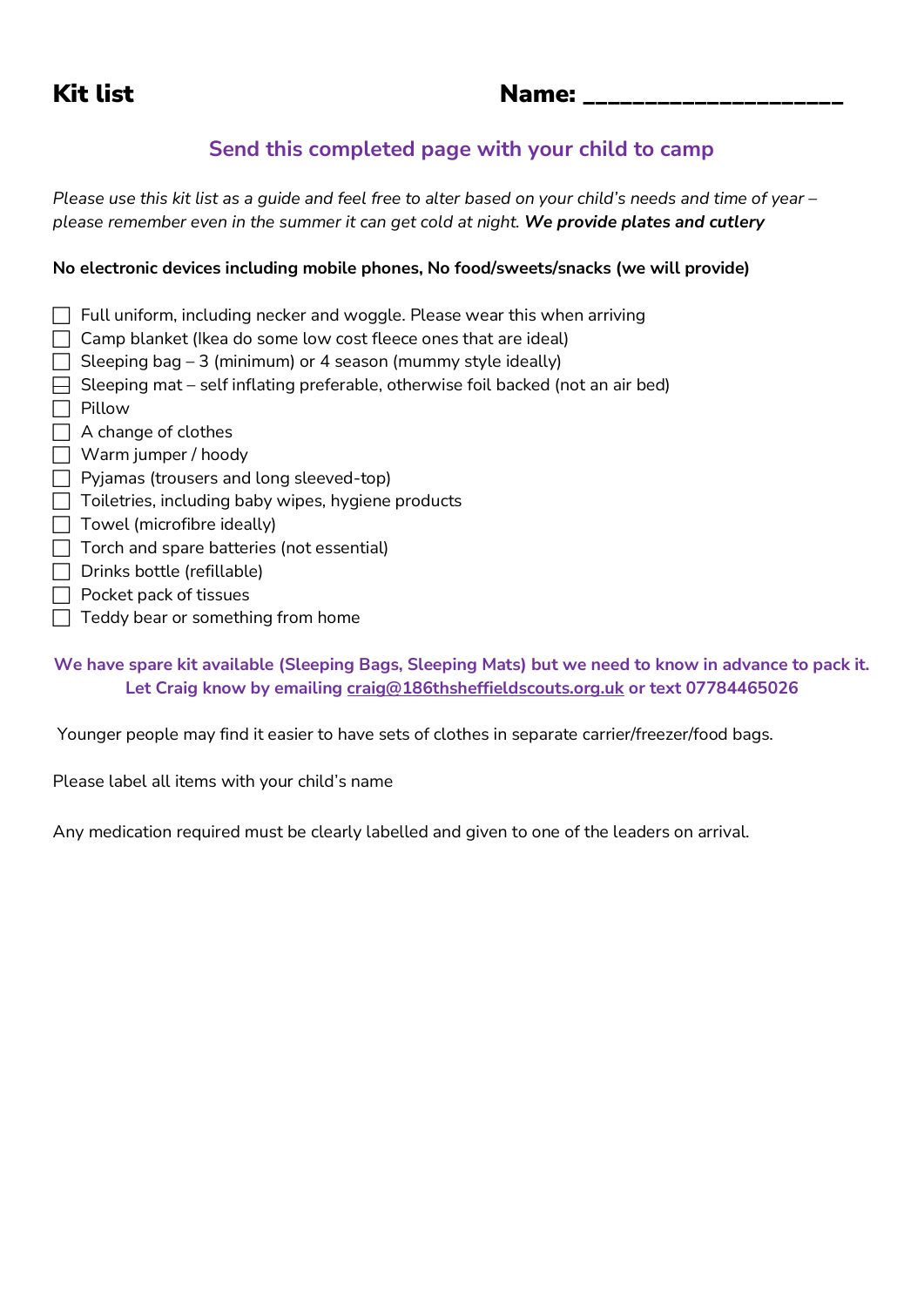# Kit list

**Name: ____________________**

## Send this completed page with your child to camp

*Please use this kit list as a guide and feel free to alter based on your child's needs and time of year – please remember even in the summer it can get cold at night.* ***We provide plates and cutlery***

**No electronic devices including mobile phones, No food/sweets/snacks (we will provide)**

- [ ] Full uniform, including necker and woggle. Please wear this when arriving
- [ ] Camp blanket (Ikea do some low cost fleece ones that are ideal)
- [ ] Sleeping bag – 3 (minimum) or 4 season (mummy style ideally)
- [ ] Sleeping mat – self inflating preferable, otherwise foil backed (not an air bed)
- [ ] Pillow
- [ ] A change of clothes
- [ ] Warm jumper / hoody
- [ ] Pyjamas (trousers and long sleeved-top)
- [ ] Toiletries, including baby wipes, hygiene products
- [ ] Towel (microfibre ideally)
- [ ] Torch and spare batteries (not essential)
- [ ] Drinks bottle (refillable)
- [ ] Pocket pack of tissues
- [ ] Teddy bear or something from home

**We have spare kit available (Sleeping Bags, Sleeping Mats) but we need to know in advance to pack it. Let Craig know by emailing craig@186thsheffieldscouts.org.uk or text 07784465026**

Younger people may find it easier to have sets of clothes in separate carrier/freezer/food bags.

Please label all items with your child's name

Any medication required must be clearly labelled and given to one of the leaders on arrival.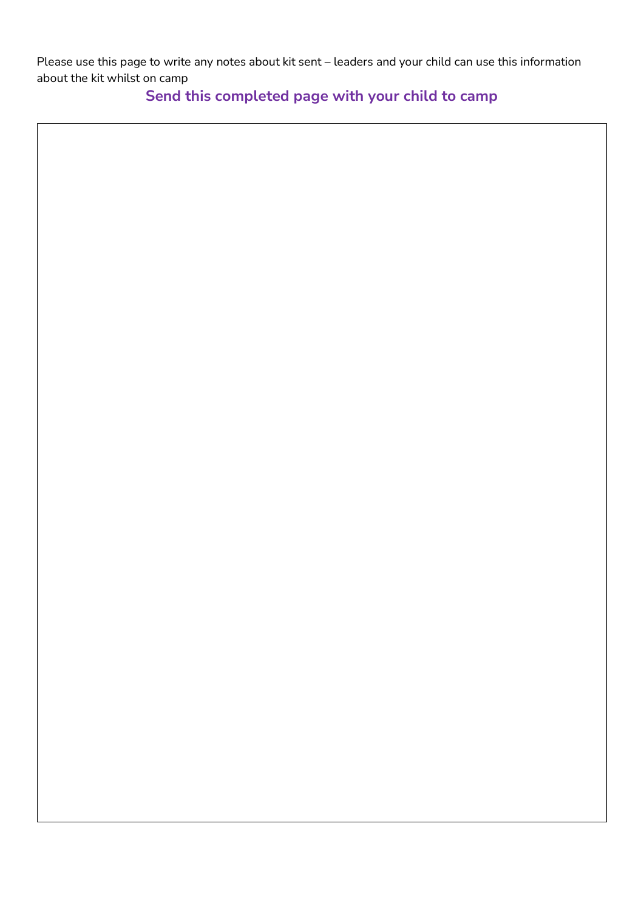Please use this page to write any notes about kit sent – leaders and your child can use this information about the kit whilst on camp

**Send this completed page with your child to camp**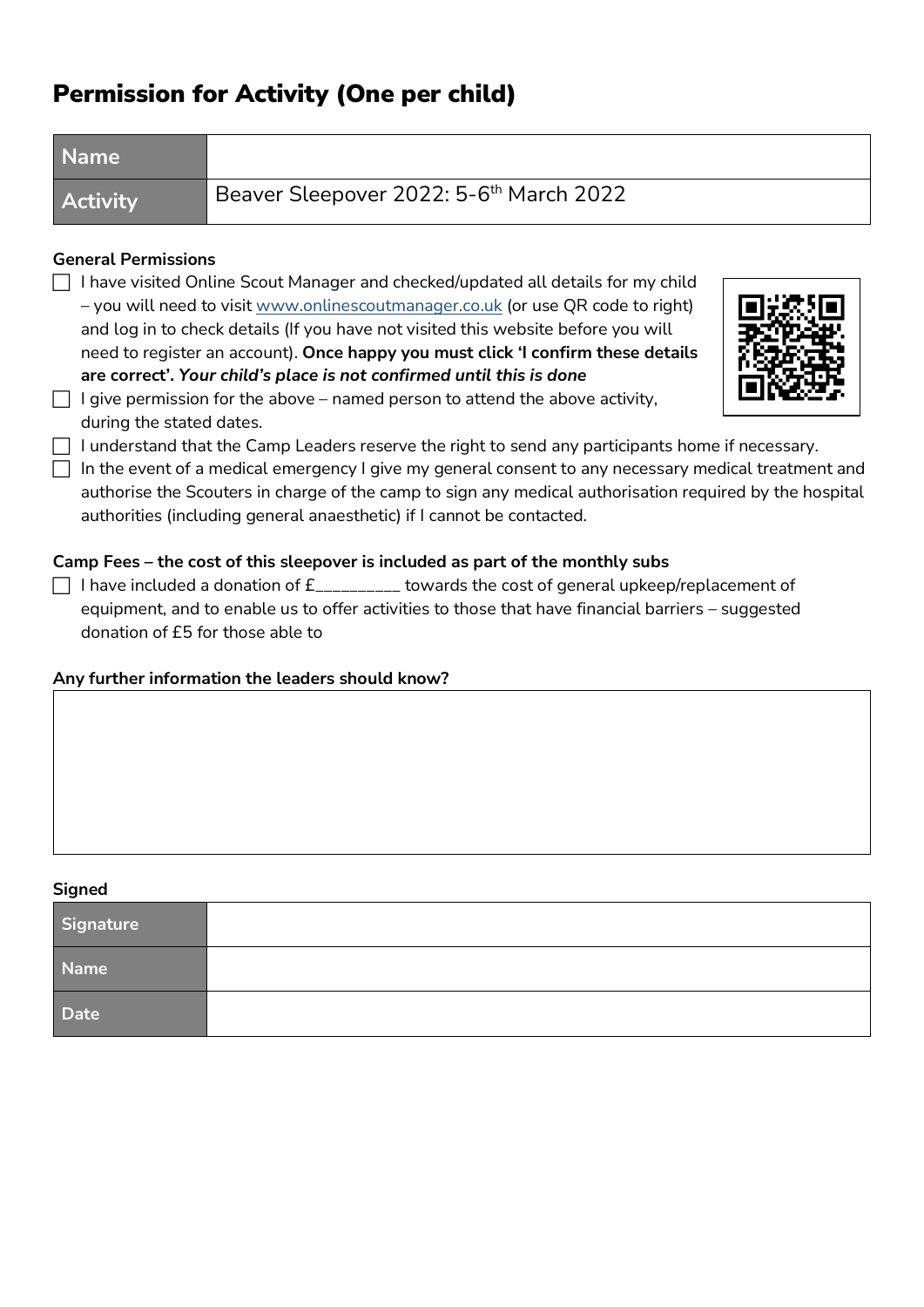# Permission for Activity (One per child)

| | |
|---|---|
| **Name** | |
| **Activity** | Beaver Sleepover 2022: 5-6th March 2022 |

**General Permissions**

- ☐ I have visited Online Scout Manager and checked/updated all details for my child – you will need to visit www.onlinescoutmanager.co.uk (or use QR code to right) and log in to check details (If you have not visited this website before you will need to register an account). **Once happy you must click 'I confirm these details are correct'.** ***Your child's place is not confirmed until this is done***
- ☐ I give permission for the above – named person to attend the above activity, during the stated dates.
- ☐ I understand that the Camp Leaders reserve the right to send any participants home if necessary.
- ☐ In the event of a medical emergency I give my general consent to any necessary medical treatment and authorise the Scouters in charge of the camp to sign any medical authorisation required by the hospital authorities (including general anaesthetic) if I cannot be contacted.

**Camp Fees – the cost of this sleepover is included as part of the monthly subs**

- ☐ I have included a donation of £__________ towards the cost of general upkeep/replacement of equipment, and to enable us to offer activities to those that have financial barriers – suggested donation of £5 for those able to

**Any further information the leaders should know?**

| |
|---|
| |

**Signed**

| | |
|---|---|
| **Signature** | |
| **Name** | |
| **Date** | |